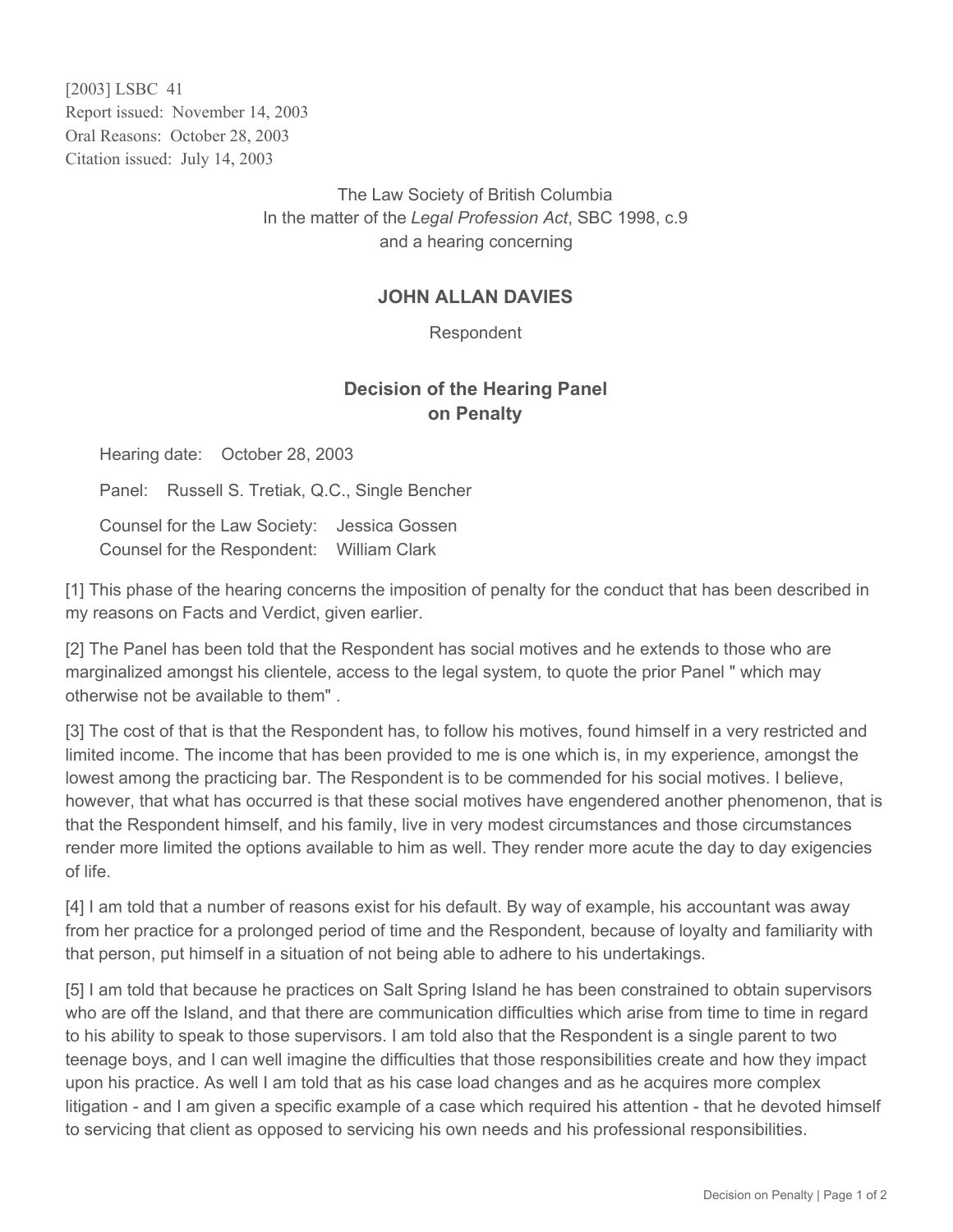[2003] LSBC 41
Report issued: November 14, 2003
Oral Reasons: October 28, 2003
Citation issued: July 14, 2003

The Law Society of British Columbia
In the matter of the *Legal Profession Act*, SBC 1998, c.9
and a hearing concerning

**JOHN ALLAN DAVIES**

Respondent

## Decision of the Hearing Panel on Penalty

Hearing date: October 28, 2003

Panel: Russell S. Tretiak, Q.C., Single Bencher

Counsel for the Law Society: Jessica Gossen
Counsel for the Respondent: William Clark

[1] This phase of the hearing concerns the imposition of penalty for the conduct that has been described in my reasons on Facts and Verdict, given earlier.

[2] The Panel has been told that the Respondent has social motives and he extends to those who are marginalized amongst his clientele, access to the legal system, to quote the prior Panel " which may otherwise not be available to them" .

[3] The cost of that is that the Respondent has, to follow his motives, found himself in a very restricted and limited income. The income that has been provided to me is one which is, in my experience, amongst the lowest among the practicing bar. The Respondent is to be commended for his social motives. I believe, however, that what has occurred is that these social motives have engendered another phenomenon, that is that the Respondent himself, and his family, live in very modest circumstances and those circumstances render more limited the options available to him as well. They render more acute the day to day exigencies of life.

[4] I am told that a number of reasons exist for his default. By way of example, his accountant was away from her practice for a prolonged period of time and the Respondent, because of loyalty and familiarity with that person, put himself in a situation of not being able to adhere to his undertakings.

[5] I am told that because he practices on Salt Spring Island he has been constrained to obtain supervisors who are off the Island, and that there are communication difficulties which arise from time to time in regard to his ability to speak to those supervisors. I am told also that the Respondent is a single parent to two teenage boys, and I can well imagine the difficulties that those responsibilities create and how they impact upon his practice. As well I am told that as his case load changes and as he acquires more complex litigation - and I am given a specific example of a case which required his attention - that he devoted himself to servicing that client as opposed to servicing his own needs and his professional responsibilities.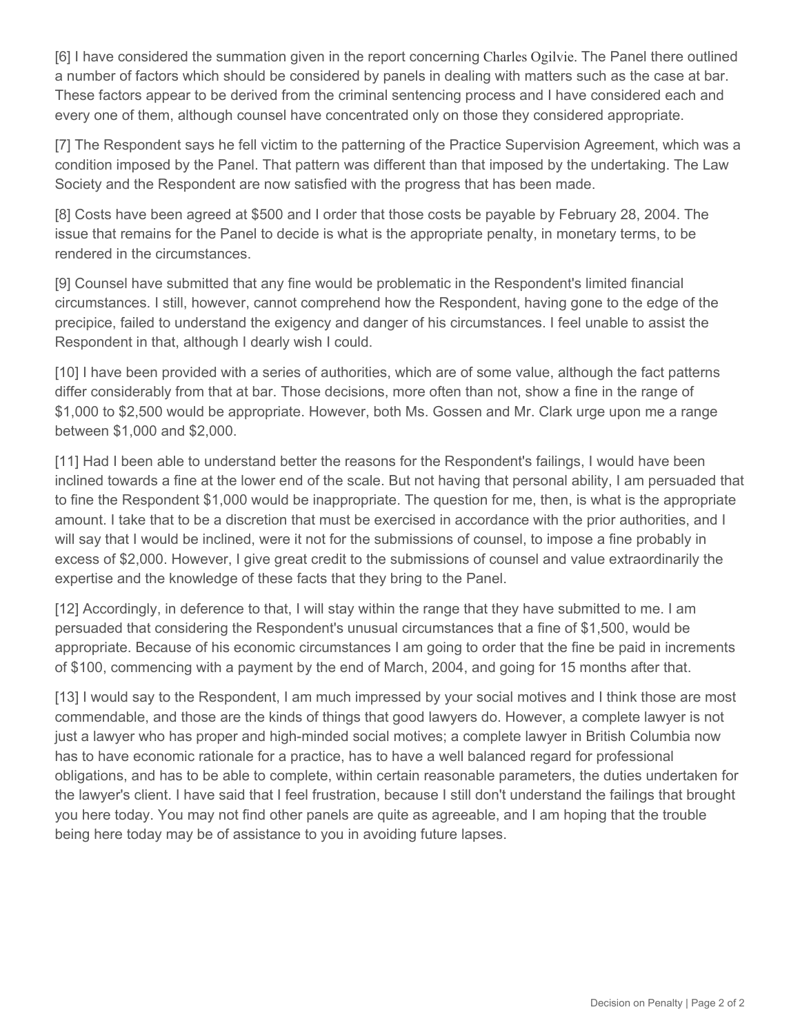[6] I have considered the summation given in the report concerning Charles Ogilvie. The Panel there outlined a number of factors which should be considered by panels in dealing with matters such as the case at bar. These factors appear to be derived from the criminal sentencing process and I have considered each and every one of them, although counsel have concentrated only on those they considered appropriate.

[7] The Respondent says he fell victim to the patterning of the Practice Supervision Agreement, which was a condition imposed by the Panel. That pattern was different than that imposed by the undertaking. The Law Society and the Respondent are now satisfied with the progress that has been made.

[8] Costs have been agreed at $500 and I order that those costs be payable by February 28, 2004. The issue that remains for the Panel to decide is what is the appropriate penalty, in monetary terms, to be rendered in the circumstances.

[9] Counsel have submitted that any fine would be problematic in the Respondent's limited financial circumstances. I still, however, cannot comprehend how the Respondent, having gone to the edge of the precipice, failed to understand the exigency and danger of his circumstances. I feel unable to assist the Respondent in that, although I dearly wish I could.

[10] I have been provided with a series of authorities, which are of some value, although the fact patterns differ considerably from that at bar. Those decisions, more often than not, show a fine in the range of $1,000 to $2,500 would be appropriate. However, both Ms. Gossen and Mr. Clark urge upon me a range between $1,000 and $2,000.

[11] Had I been able to understand better the reasons for the Respondent's failings, I would have been inclined towards a fine at the lower end of the scale. But not having that personal ability, I am persuaded that to fine the Respondent $1,000 would be inappropriate. The question for me, then, is what is the appropriate amount. I take that to be a discretion that must be exercised in accordance with the prior authorities, and I will say that I would be inclined, were it not for the submissions of counsel, to impose a fine probably in excess of $2,000. However, I give great credit to the submissions of counsel and value extraordinarily the expertise and the knowledge of these facts that they bring to the Panel.

[12] Accordingly, in deference to that, I will stay within the range that they have submitted to me. I am persuaded that considering the Respondent's unusual circumstances that a fine of $1,500, would be appropriate. Because of his economic circumstances I am going to order that the fine be paid in increments of $100, commencing with a payment by the end of March, 2004, and going for 15 months after that.

[13] I would say to the Respondent, I am much impressed by your social motives and I think those are most commendable, and those are the kinds of things that good lawyers do. However, a complete lawyer is not just a lawyer who has proper and high-minded social motives; a complete lawyer in British Columbia now has to have economic rationale for a practice, has to have a well balanced regard for professional obligations, and has to be able to complete, within certain reasonable parameters, the duties undertaken for the lawyer's client. I have said that I feel frustration, because I still don't understand the failings that brought you here today. You may not find other panels are quite as agreeable, and I am hoping that the trouble being here today may be of assistance to you in avoiding future lapses.